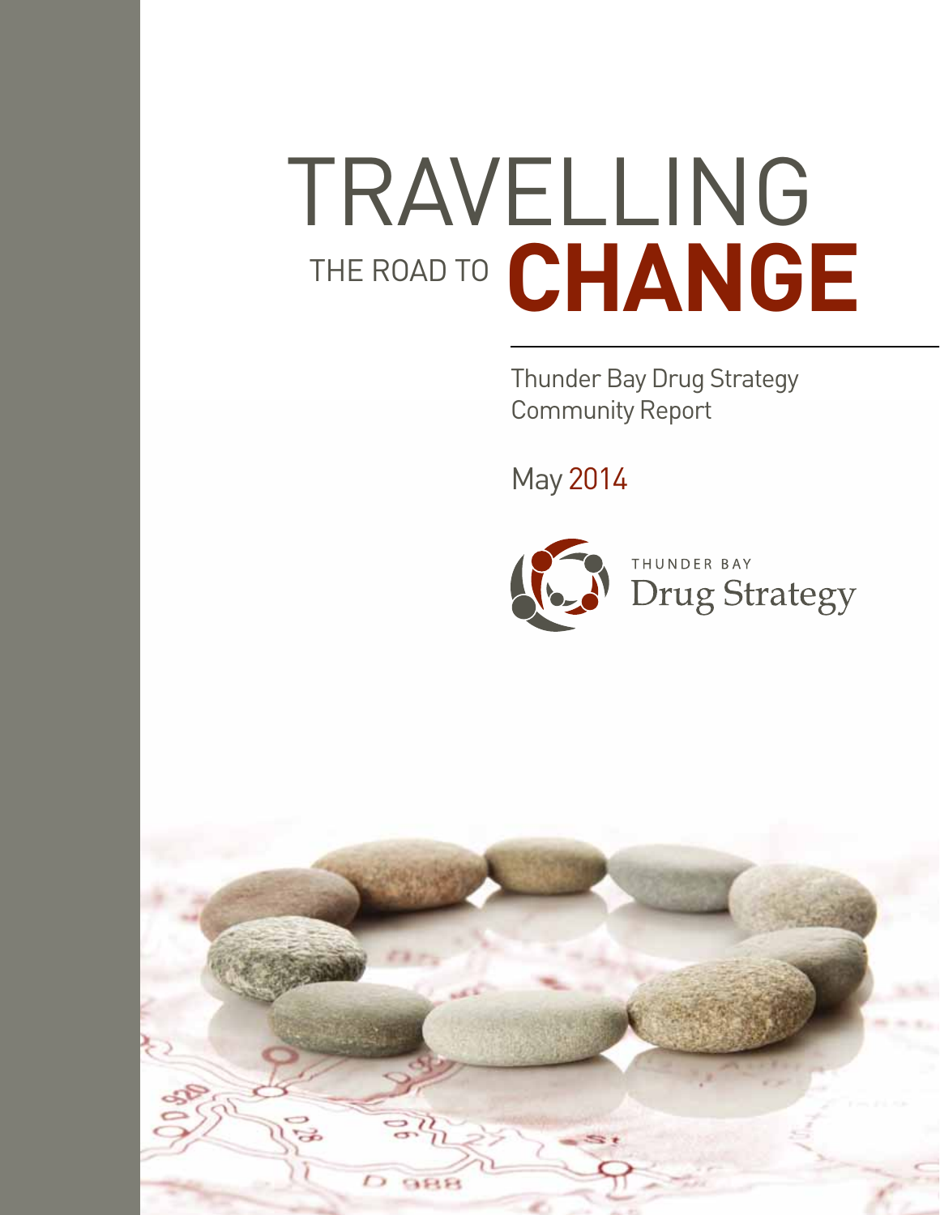# TRAVELLING THE ROAD TO CHANGE

Thunder Bay Drug Strategy
Community Report

May 2014

THUNDER BAY
Drug Strategy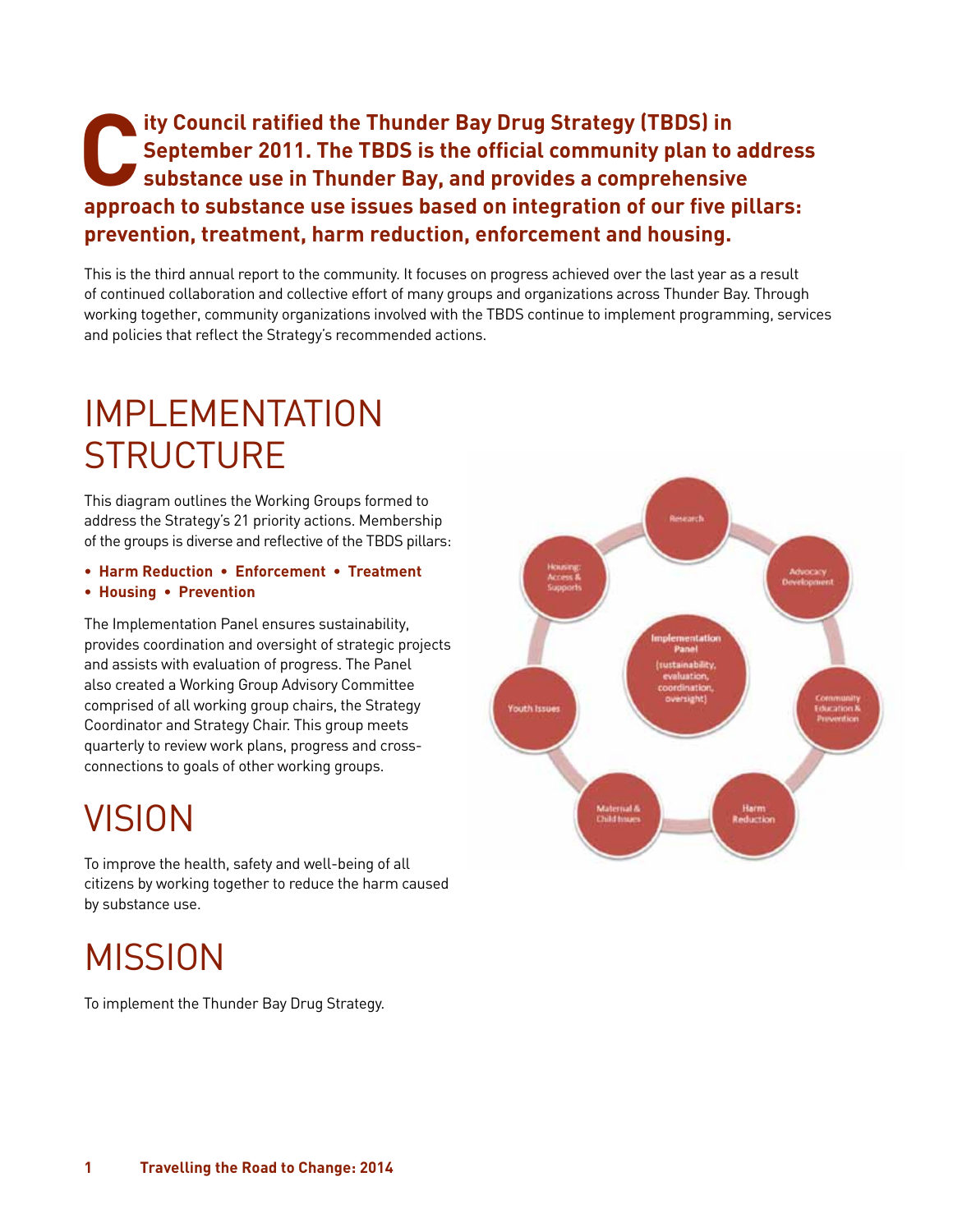**City Council ratified the Thunder Bay Drug Strategy (TBDS) in September 2011. The TBDS is the official community plan to address substance use in Thunder Bay, and provides a comprehensive approach to substance use issues based on integration of our five pillars: prevention, treatment, harm reduction, enforcement and housing.**

This is the third annual report to the community. It focuses on progress achieved over the last year as a result of continued collaboration and collective effort of many groups and organizations across Thunder Bay. Through working together, community organizations involved with the TBDS continue to implement programming, services and policies that reflect the Strategy's recommended actions.

# IMPLEMENTATION STRUCTURE

This diagram outlines the Working Groups formed to address the Strategy's 21 priority actions. Membership of the groups is diverse and reflective of the TBDS pillars:

- **Harm Reduction**
- **Enforcement**
- **Treatment**
- **Housing**
- **Prevention**

The Implementation Panel ensures sustainability, provides coordination and oversight of strategic projects and assists with evaluation of progress. The Panel also created a Working Group Advisory Committee comprised of all working group chairs, the Strategy Coordinator and Strategy Chair. This group meets quarterly to review work plans, progress and cross-connections to goals of other working groups.

Implementation Panel (sustainability, evaluation, coordination, oversight)

Research

Advocacy Development

Community Education & Prevention

Harm Reduction

Maternal & Child Issues

Youth Issues

Housing: Access & Supports

# VISION

To improve the health, safety and well-being of all citizens by working together to reduce the harm caused by substance use.

# MISSION

To implement the Thunder Bay Drug Strategy.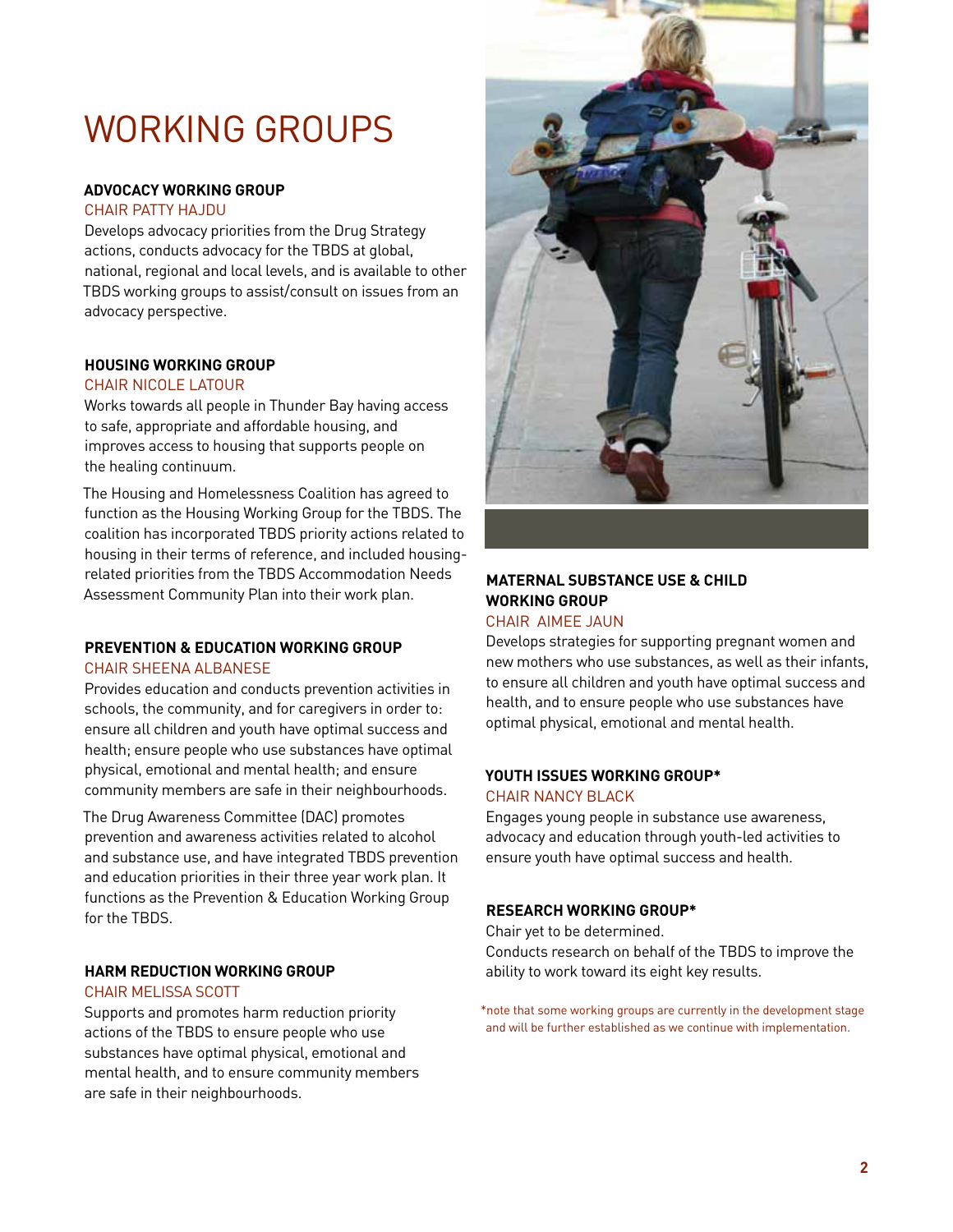# WORKING GROUPS

**ADVOCACY WORKING GROUP**

CHAIR PATTY HAJDU

Develops advocacy priorities from the Drug Strategy actions, conducts advocacy for the TBDS at global, national, regional and local levels, and is available to other TBDS working groups to assist/consult on issues from an advocacy perspective.

**HOUSING WORKING GROUP**

CHAIR NICOLE LATOUR

Works towards all people in Thunder Bay having access to safe, appropriate and affordable housing, and improves access to housing that supports people on the healing continuum.

The Housing and Homelessness Coalition has agreed to function as the Housing Working Group for the TBDS. The coalition has incorporated TBDS priority actions related to housing in their terms of reference, and included housing-related priorities from the TBDS Accommodation Needs Assessment Community Plan into their work plan.

**PREVENTION & EDUCATION WORKING GROUP**

CHAIR SHEENA ALBANESE

Provides education and conducts prevention activities in schools, the community, and for caregivers in order to: ensure all children and youth have optimal success and health; ensure people who use substances have optimal physical, emotional and mental health; and ensure community members are safe in their neighbourhoods.

The Drug Awareness Committee (DAC) promotes prevention and awareness activities related to alcohol and substance use, and have integrated TBDS prevention and education priorities in their three year work plan. It functions as the Prevention & Education Working Group for the TBDS.

**HARM REDUCTION WORKING GROUP**

CHAIR MELISSA SCOTT

Supports and promotes harm reduction priority actions of the TBDS to ensure people who use substances have optimal physical, emotional and mental health, and to ensure community members are safe in their neighbourhoods.

**MATERNAL SUBSTANCE USE & CHILD WORKING GROUP**

CHAIR AIMEE JAUN

Develops strategies for supporting pregnant women and new mothers who use substances, as well as their infants, to ensure all children and youth have optimal success and health, and to ensure people who use substances have optimal physical, emotional and mental health.

**YOUTH ISSUES WORKING GROUP***

CHAIR NANCY BLACK

Engages young people in substance use awareness, advocacy and education through youth-led activities to ensure youth have optimal success and health.

**RESEARCH WORKING GROUP***

Chair yet to be determined.

Conducts research on behalf of the TBDS to improve the ability to work toward its eight key results.

*note that some working groups are currently in the development stage and will be further established as we continue with implementation.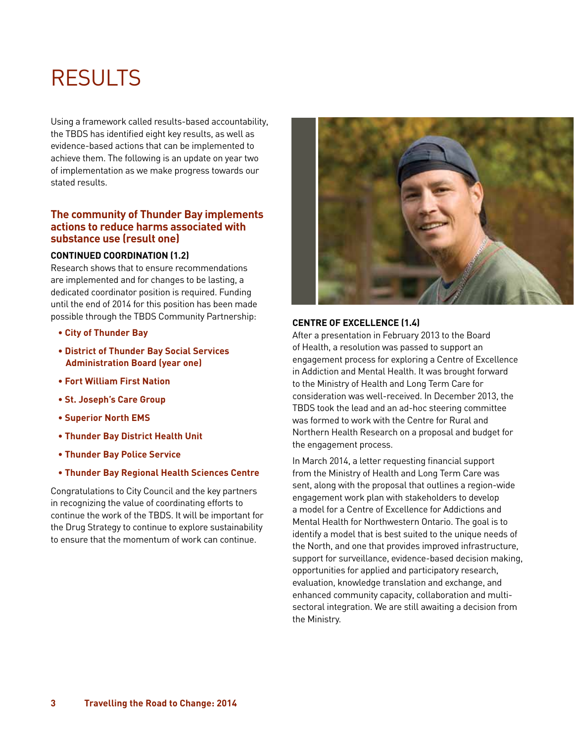# RESULTS

Using a framework called results-based accountability, the TBDS has identified eight key results, as well as evidence-based actions that can be implemented to achieve them. The following is an update on year two of implementation as we make progress towards our stated results.

## The community of Thunder Bay implements actions to reduce harms associated with substance use (result one)

### CONTINUED COORDINATION (1.2)

Research shows that to ensure recommendations are implemented and for changes to be lasting, a dedicated coordinator position is required. Funding until the end of 2014 for this position has been made possible through the TBDS Community Partnership:

- **City of Thunder Bay**
- **District of Thunder Bay Social Services Administration Board (year one)**
- **Fort William First Nation**
- **St. Joseph's Care Group**
- **Superior North EMS**
- **Thunder Bay District Health Unit**
- **Thunder Bay Police Service**
- **Thunder Bay Regional Health Sciences Centre**

Congratulations to City Council and the key partners in recognizing the value of coordinating efforts to continue the work of the TBDS. It will be important for the Drug Strategy to continue to explore sustainability to ensure that the momentum of work can continue.

### CENTRE OF EXCELLENCE (1.4)

After a presentation in February 2013 to the Board of Health, a resolution was passed to support an engagement process for exploring a Centre of Excellence in Addiction and Mental Health. It was brought forward to the Ministry of Health and Long Term Care for consideration was well-received. In December 2013, the TBDS took the lead and an ad-hoc steering committee was formed to work with the Centre for Rural and Northern Health Research on a proposal and budget for the engagement process.

In March 2014, a letter requesting financial support from the Ministry of Health and Long Term Care was sent, along with the proposal that outlines a region-wide engagement work plan with stakeholders to develop a model for a Centre of Excellence for Addictions and Mental Health for Northwestern Ontario. The goal is to identify a model that is best suited to the unique needs of the North, and one that provides improved infrastructure, support for surveillance, evidence-based decision making, opportunities for applied and participatory research, evaluation, knowledge translation and exchange, and enhanced community capacity, collaboration and multi-sectoral integration. We are still awaiting a decision from the Ministry.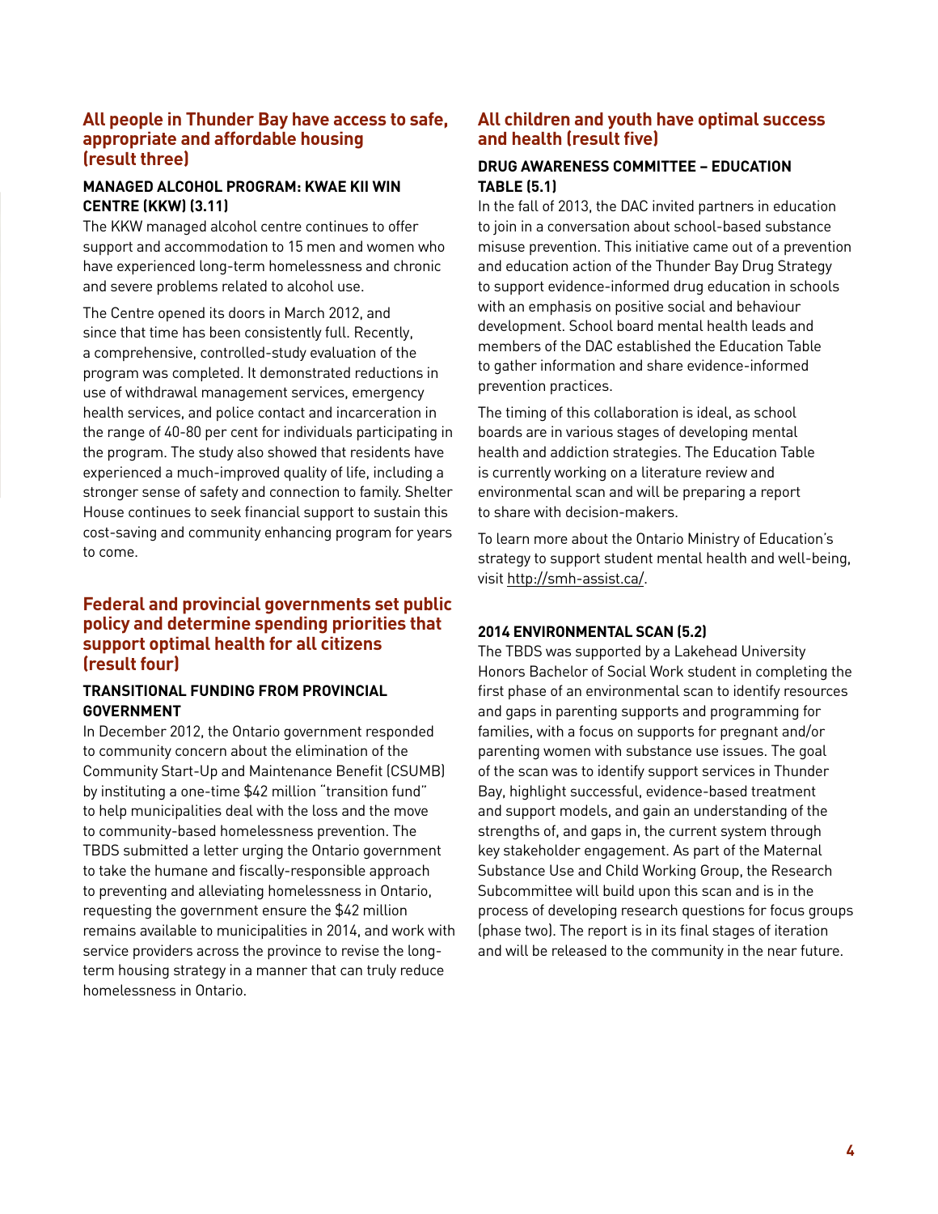## All people in Thunder Bay have access to safe, appropriate and affordable housing (result three)

### MANAGED ALCOHOL PROGRAM: KWAE KII WIN CENTRE (KKW) (3.11)

The KKW managed alcohol centre continues to offer support and accommodation to 15 men and women who have experienced long-term homelessness and chronic and severe problems related to alcohol use.

The Centre opened its doors in March 2012, and since that time has been consistently full. Recently, a comprehensive, controlled-study evaluation of the program was completed. It demonstrated reductions in use of withdrawal management services, emergency health services, and police contact and incarceration in the range of 40-80 per cent for individuals participating in the program. The study also showed that residents have experienced a much-improved quality of life, including a stronger sense of safety and connection to family. Shelter House continues to seek financial support to sustain this cost-saving and community enhancing program for years to come.

## Federal and provincial governments set public policy and determine spending priorities that support optimal health for all citizens (result four)

### TRANSITIONAL FUNDING FROM PROVINCIAL GOVERNMENT

In December 2012, the Ontario government responded to community concern about the elimination of the Community Start-Up and Maintenance Benefit (CSUMB) by instituting a one-time $42 million "transition fund" to help municipalities deal with the loss and the move to community-based homelessness prevention. The TBDS submitted a letter urging the Ontario government to take the humane and fiscally-responsible approach to preventing and alleviating homelessness in Ontario, requesting the government ensure the $42 million remains available to municipalities in 2014, and work with service providers across the province to revise the long-term housing strategy in a manner that can truly reduce homelessness in Ontario.

## All children and youth have optimal success and health (result five)

### DRUG AWARENESS COMMITTEE – EDUCATION TABLE (5.1)

In the fall of 2013, the DAC invited partners in education to join in a conversation about school-based substance misuse prevention. This initiative came out of a prevention and education action of the Thunder Bay Drug Strategy to support evidence-informed drug education in schools with an emphasis on positive social and behaviour development. School board mental health leads and members of the DAC established the Education Table to gather information and share evidence-informed prevention practices.

The timing of this collaboration is ideal, as school boards are in various stages of developing mental health and addiction strategies. The Education Table is currently working on a literature review and environmental scan and will be preparing a report to share with decision-makers.

To learn more about the Ontario Ministry of Education's strategy to support student mental health and well-being, visit http://smh-assist.ca/.

### 2014 ENVIRONMENTAL SCAN (5.2)

The TBDS was supported by a Lakehead University Honors Bachelor of Social Work student in completing the first phase of an environmental scan to identify resources and gaps in parenting supports and programming for families, with a focus on supports for pregnant and/or parenting women with substance use issues. The goal of the scan was to identify support services in Thunder Bay, highlight successful, evidence-based treatment and support models, and gain an understanding of the strengths of, and gaps in, the current system through key stakeholder engagement. As part of the Maternal Substance Use and Child Working Group, the Research Subcommittee will build upon this scan and is in the process of developing research questions for focus groups (phase two). The report is in its final stages of iteration and will be released to the community in the near future.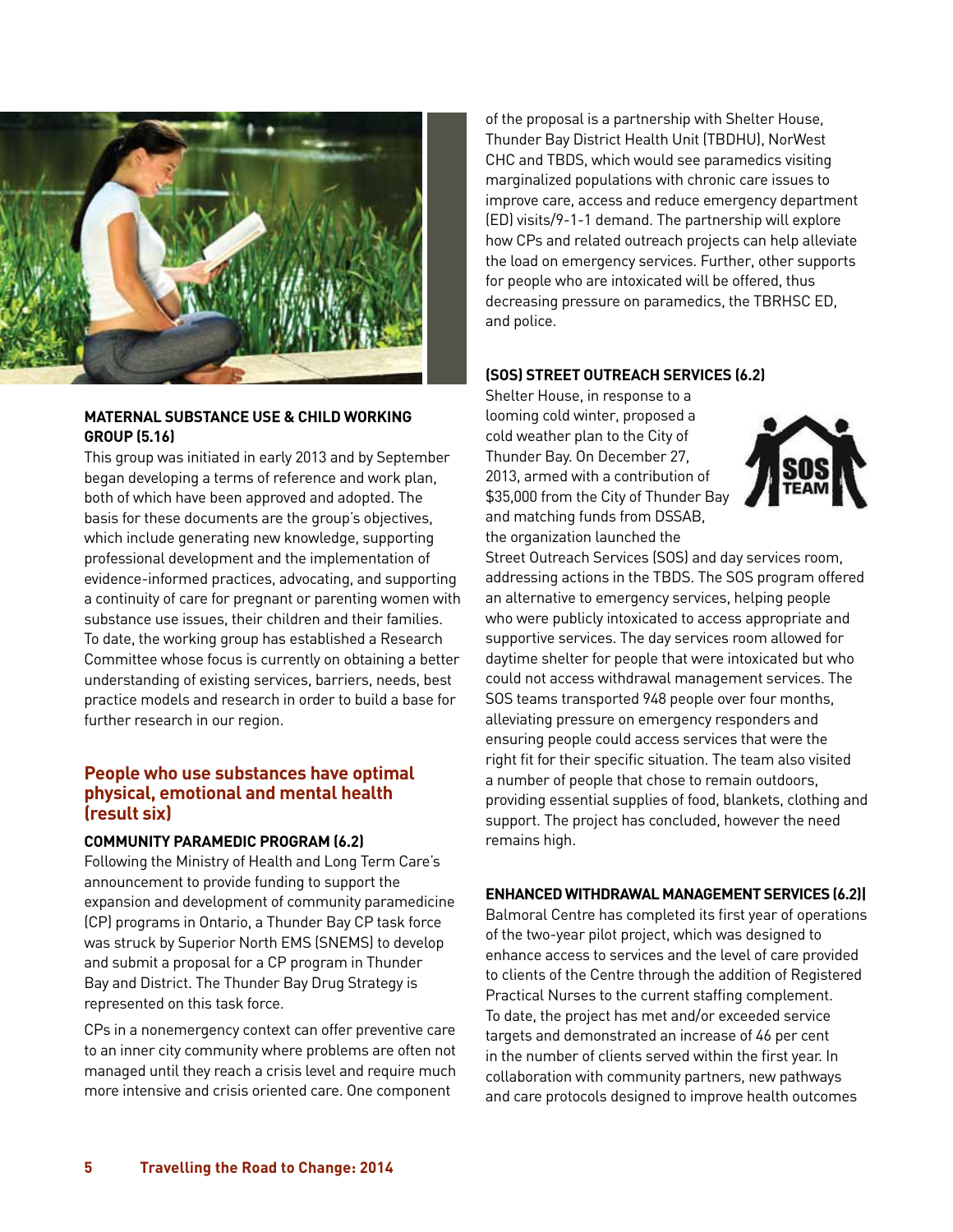### MATERNAL SUBSTANCE USE & CHILD WORKING GROUP (5.16)

This group was initiated in early 2013 and by September began developing a terms of reference and work plan, both of which have been approved and adopted. The basis for these documents are the group's objectives, which include generating new knowledge, supporting professional development and the implementation of evidence-informed practices, advocating, and supporting a continuity of care for pregnant or parenting women with substance use issues, their children and their families. To date, the working group has established a Research Committee whose focus is currently on obtaining a better understanding of existing services, barriers, needs, best practice models and research in order to build a base for further research in our region.

## People who use substances have optimal physical, emotional and mental health (result six)

### COMMUNITY PARAMEDIC PROGRAM (6.2)

Following the Ministry of Health and Long Term Care's announcement to provide funding to support the expansion and development of community paramedicine (CP) programs in Ontario, a Thunder Bay CP task force was struck by Superior North EMS (SNEMS) to develop and submit a proposal for a CP program in Thunder Bay and District. The Thunder Bay Drug Strategy is represented on this task force.

CPs in a nonemergency context can offer preventive care to an inner city community where problems are often not managed until they reach a crisis level and require much more intensive and crisis oriented care. One component of the proposal is a partnership with Shelter House, Thunder Bay District Health Unit (TBDHU), NorWest CHC and TBDS, which would see paramedics visiting marginalized populations with chronic care issues to improve care, access and reduce emergency department (ED) visits/9-1-1 demand. The partnership will explore how CPs and related outreach projects can help alleviate the load on emergency services. Further, other supports for people who are intoxicated will be offered, thus decreasing pressure on paramedics, the TBRHSC ED, and police.

### (SOS) STREET OUTREACH SERVICES (6.2)

Shelter House, in response to a looming cold winter, proposed a cold weather plan to the City of Thunder Bay. On December 27, 2013, armed with a contribution of $35,000 from the City of Thunder Bay and matching funds from DSSAB, the organization launched the Street Outreach Services (SOS) and day services room, addressing actions in the TBDS. The SOS program offered an alternative to emergency services, helping people who were publicly intoxicated to access appropriate and supportive services. The day services room allowed for daytime shelter for people that were intoxicated but who could not access withdrawal management services. The SOS teams transported 948 people over four months, alleviating pressure on emergency responders and ensuring people could access services that were the right fit for their specific situation. The team also visited a number of people that chose to remain outdoors, providing essential supplies of food, blankets, clothing and support. The project has concluded, however the need remains high.

### ENHANCED WITHDRAWAL MANAGEMENT SERVICES (6.2)|

Balmoral Centre has completed its first year of operations of the two-year pilot project, which was designed to enhance access to services and the level of care provided to clients of the Centre through the addition of Registered Practical Nurses to the current staffing complement. To date, the project has met and/or exceeded service targets and demonstrated an increase of 46 per cent in the number of clients served within the first year. In collaboration with community partners, new pathways and care protocols designed to improve health outcomes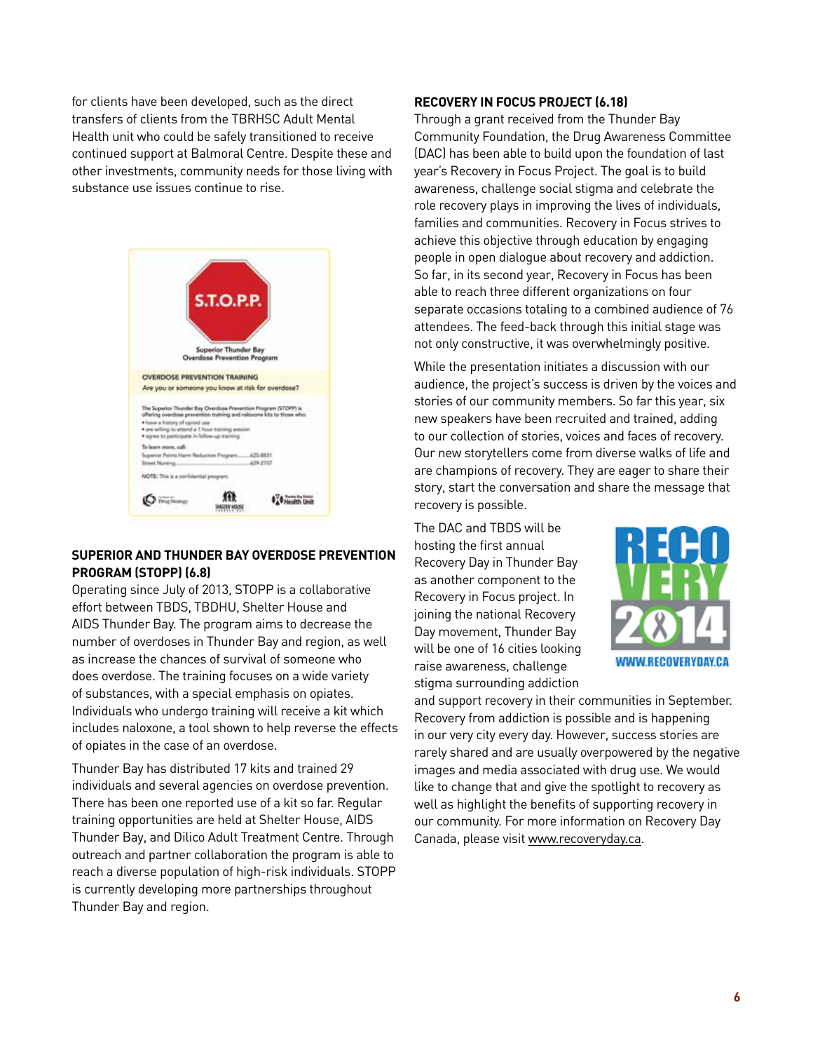for clients have been developed, such as the direct transfers of clients from the TBRHSC Adult Mental Health unit who could be safely transitioned to receive continued support at Balmoral Centre. Despite these and other investments, community needs for those living with substance use issues continue to rise.

## SUPERIOR AND THUNDER BAY OVERDOSE PREVENTION PROGRAM (STOPP) (6.8)

Operating since July of 2013, STOPP is a collaborative effort between TBDS, TBDHU, Shelter House and AIDS Thunder Bay. The program aims to decrease the number of overdoses in Thunder Bay and region, as well as increase the chances of survival of someone who does overdose. The training focuses on a wide variety of substances, with a special emphasis on opiates. Individuals who undergo training will receive a kit which includes naloxone, a tool shown to help reverse the effects of opiates in the case of an overdose.

Thunder Bay has distributed 17 kits and trained 29 individuals and several agencies on overdose prevention. There has been one reported use of a kit so far. Regular training opportunities are held at Shelter House, AIDS Thunder Bay, and Dilico Adult Treatment Centre. Through outreach and partner collaboration the program is able to reach a diverse population of high-risk individuals. STOPP is currently developing more partnerships throughout Thunder Bay and region.

## RECOVERY IN FOCUS PROJECT (6.18)

Through a grant received from the Thunder Bay Community Foundation, the Drug Awareness Committee (DAC) has been able to build upon the foundation of last year's Recovery in Focus Project. The goal is to build awareness, challenge social stigma and celebrate the role recovery plays in improving the lives of individuals, families and communities. Recovery in Focus strives to achieve this objective through education by engaging people in open dialogue about recovery and addiction. So far, in its second year, Recovery in Focus has been able to reach three different organizations on four separate occasions totaling to a combined audience of 76 attendees. The feed-back through this initial stage was not only constructive, it was overwhelmingly positive.

While the presentation initiates a discussion with our audience, the project's success is driven by the voices and stories of our community members. So far this year, six new speakers have been recruited and trained, adding to our collection of stories, voices and faces of recovery. Our new storytellers come from diverse walks of life and are champions of recovery. They are eager to share their story, start the conversation and share the message that recovery is possible.

The DAC and TBDS will be hosting the first annual Recovery Day in Thunder Bay as another component to the Recovery in Focus project. In joining the national Recovery Day movement, Thunder Bay will be one of 16 cities looking raise awareness, challenge stigma surrounding addiction and support recovery in their communities in September. Recovery from addiction is possible and is happening in our very city every day. However, success stories are rarely shared and are usually overpowered by the negative images and media associated with drug use. We would like to change that and give the spotlight to recovery as well as highlight the benefits of supporting recovery in our community. For more information on Recovery Day Canada, please visit www.recoveryday.ca.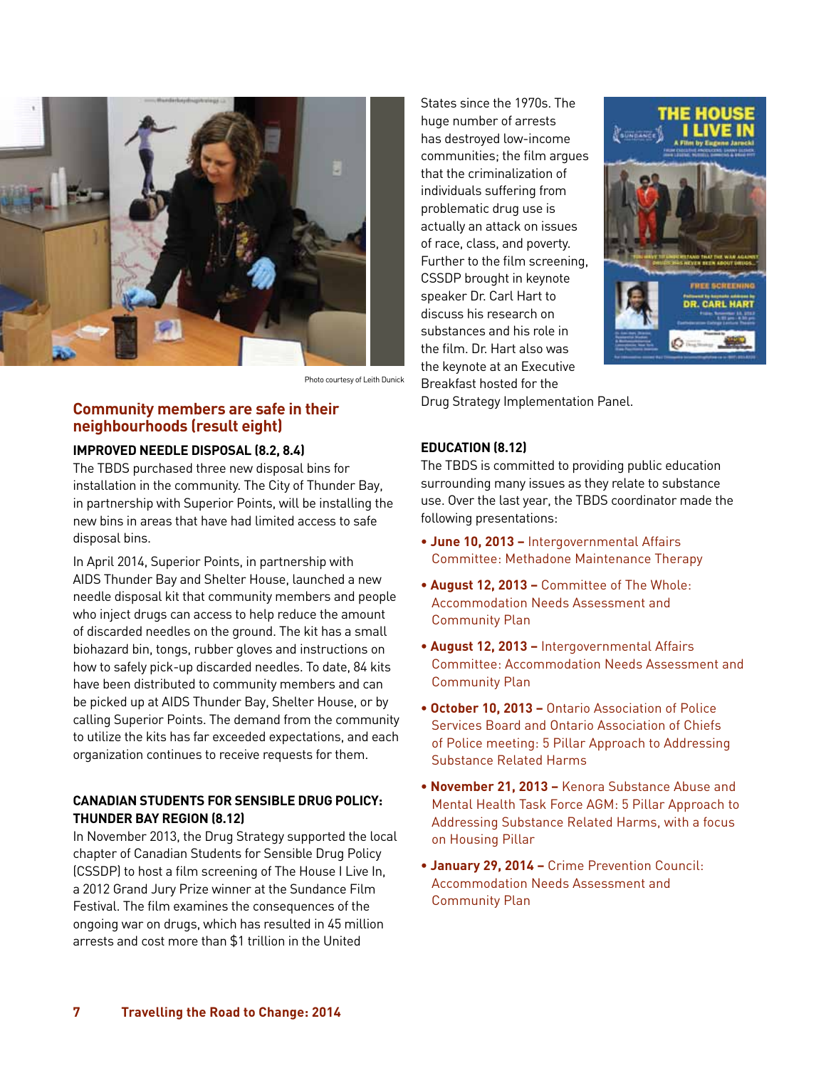Photo courtesy of Leith Dunick

## Community members are safe in their neighbourhoods (result eight)

### IMPROVED NEEDLE DISPOSAL (8.2, 8.4)

The TBDS purchased three new disposal bins for installation in the community. The City of Thunder Bay, in partnership with Superior Points, will be installing the new bins in areas that have had limited access to safe disposal bins.

In April 2014, Superior Points, in partnership with AIDS Thunder Bay and Shelter House, launched a new needle disposal kit that community members and people who inject drugs can access to help reduce the amount of discarded needles on the ground. The kit has a small biohazard bin, tongs, rubber gloves and instructions on how to safely pick-up discarded needles. To date, 84 kits have been distributed to community members and can be picked up at AIDS Thunder Bay, Shelter House, or by calling Superior Points. The demand from the community to utilize the kits has far exceeded expectations, and each organization continues to receive requests for them.

### CANADIAN STUDENTS FOR SENSIBLE DRUG POLICY: THUNDER BAY REGION (8.12)

In November 2013, the Drug Strategy supported the local chapter of Canadian Students for Sensible Drug Policy (CSSDP) to host a film screening of The House I Live In, a 2012 Grand Jury Prize winner at the Sundance Film Festival. The film examines the consequences of the ongoing war on drugs, which has resulted in 45 million arrests and cost more than $1 trillion in the United States since the 1970s. The huge number of arrests has destroyed low-income communities; the film argues that the criminalization of individuals suffering from problematic drug use is actually an attack on issues of race, class, and poverty. Further to the film screening, CSSDP brought in keynote speaker Dr. Carl Hart to discuss his research on substances and his role in the film. Dr. Hart also was the keynote at an Executive Breakfast hosted for the Drug Strategy Implementation Panel.

### EDUCATION (8.12)

The TBDS is committed to providing public education surrounding many issues as they relate to substance use. Over the last year, the TBDS coordinator made the following presentations:

- **June 10, 2013 –** Intergovernmental Affairs Committee: Methadone Maintenance Therapy
- **August 12, 2013 –** Committee of The Whole: Accommodation Needs Assessment and Community Plan
- **August 12, 2013 –** Intergovernmental Affairs Committee: Accommodation Needs Assessment and Community Plan
- **October 10, 2013 –** Ontario Association of Police Services Board and Ontario Association of Chiefs of Police meeting: 5 Pillar Approach to Addressing Substance Related Harms
- **November 21, 2013 –** Kenora Substance Abuse and Mental Health Task Force AGM: 5 Pillar Approach to Addressing Substance Related Harms, with a focus on Housing Pillar
- **January 29, 2014 –** Crime Prevention Council: Accommodation Needs Assessment and Community Plan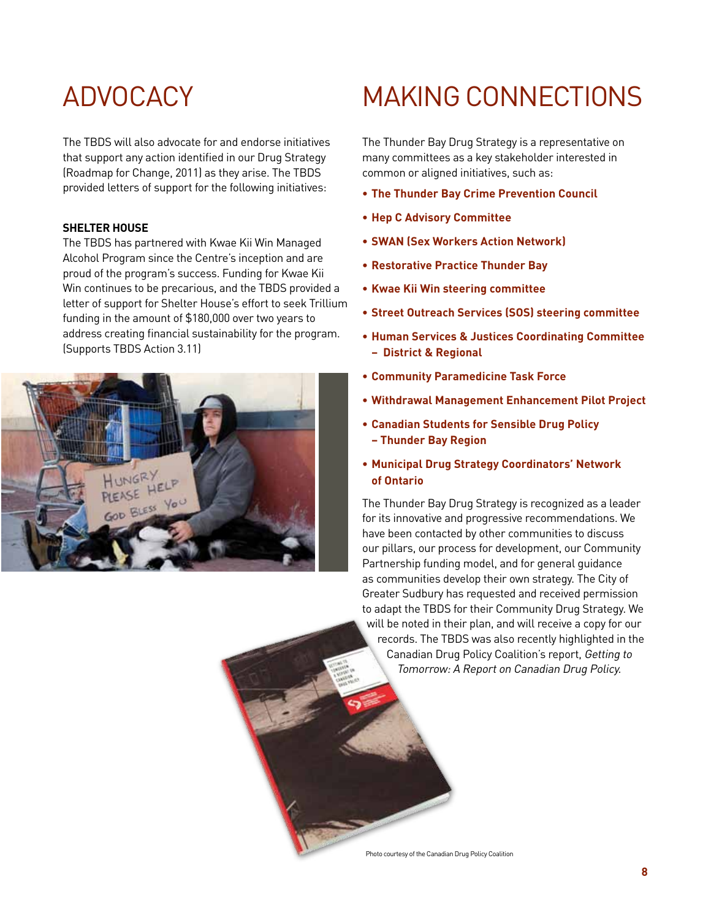# ADVOCACY

The TBDS will also advocate for and endorse initiatives that support any action identified in our Drug Strategy (Roadmap for Change, 2011) as they arise. The TBDS provided letters of support for the following initiatives:

**SHELTER HOUSE**

The TBDS has partnered with Kwae Kii Win Managed Alcohol Program since the Centre's inception and are proud of the program's success. Funding for Kwae Kii Win continues to be precarious, and the TBDS provided a letter of support for Shelter House's effort to seek Trillium funding in the amount of $180,000 over two years to address creating financial sustainability for the program. (Supports TBDS Action 3.11)

# MAKING CONNECTIONS

The Thunder Bay Drug Strategy is a representative on many committees as a key stakeholder interested in common or aligned initiatives, such as:

- **The Thunder Bay Crime Prevention Council**
- **Hep C Advisory Committee**
- **SWAN (Sex Workers Action Network)**
- **Restorative Practice Thunder Bay**
- **Kwae Kii Win steering committee**
- **Street Outreach Services (SOS) steering committee**
- **Human Services & Justices Coordinating Committee – District & Regional**
- **Community Paramedicine Task Force**
- **Withdrawal Management Enhancement Pilot Project**
- **Canadian Students for Sensible Drug Policy – Thunder Bay Region**
- **Municipal Drug Strategy Coordinators' Network of Ontario**

The Thunder Bay Drug Strategy is recognized as a leader for its innovative and progressive recommendations. We have been contacted by other communities to discuss our pillars, our process for development, our Community Partnership funding model, and for general guidance as communities develop their own strategy. The City of Greater Sudbury has requested and received permission to adapt the TBDS for their Community Drug Strategy. We will be noted in their plan, and will receive a copy for our records. The TBDS was also recently highlighted in the Canadian Drug Policy Coalition's report, *Getting to Tomorrow: A Report on Canadian Drug Policy.*

Photo courtesy of the Canadian Drug Policy Coalition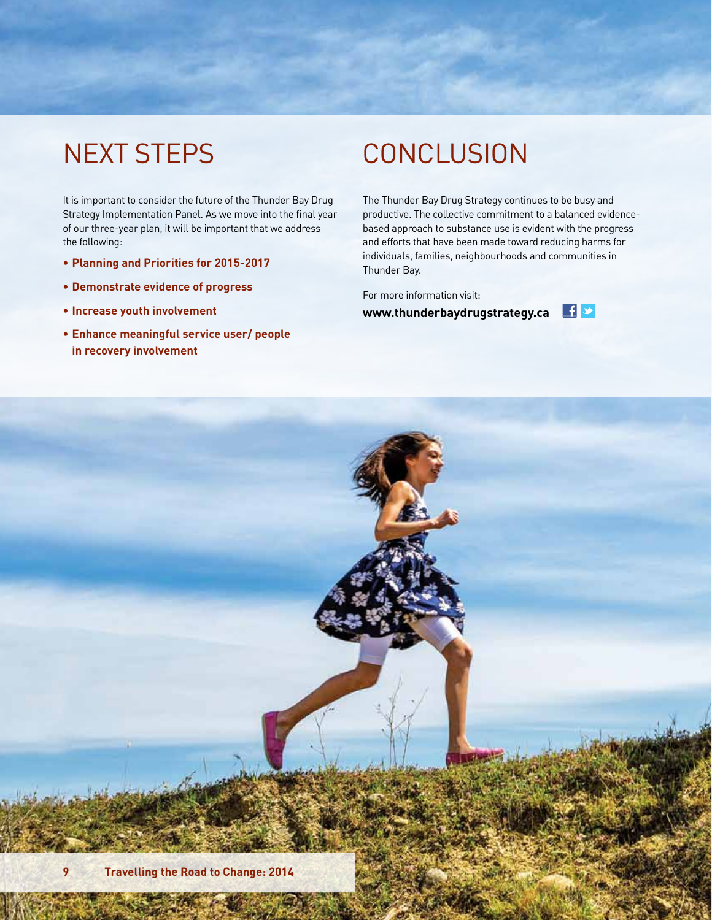# NEXT STEPS

It is important to consider the future of the Thunder Bay Drug Strategy Implementation Panel. As we move into the final year of our three-year plan, it will be important that we address the following:

- **Planning and Priorities for 2015-2017**
- **Demonstrate evidence of progress**
- **Increase youth involvement**
- **Enhance meaningful service user/ people in recovery involvement**

# CONCLUSION

The Thunder Bay Drug Strategy continues to be busy and productive. The collective commitment to a balanced evidence-based approach to substance use is evident with the progress and efforts that have been made toward reducing harms for individuals, families, neighbourhoods and communities in Thunder Bay.

For more information visit:

**www.thunderbaydrugstrategy.ca**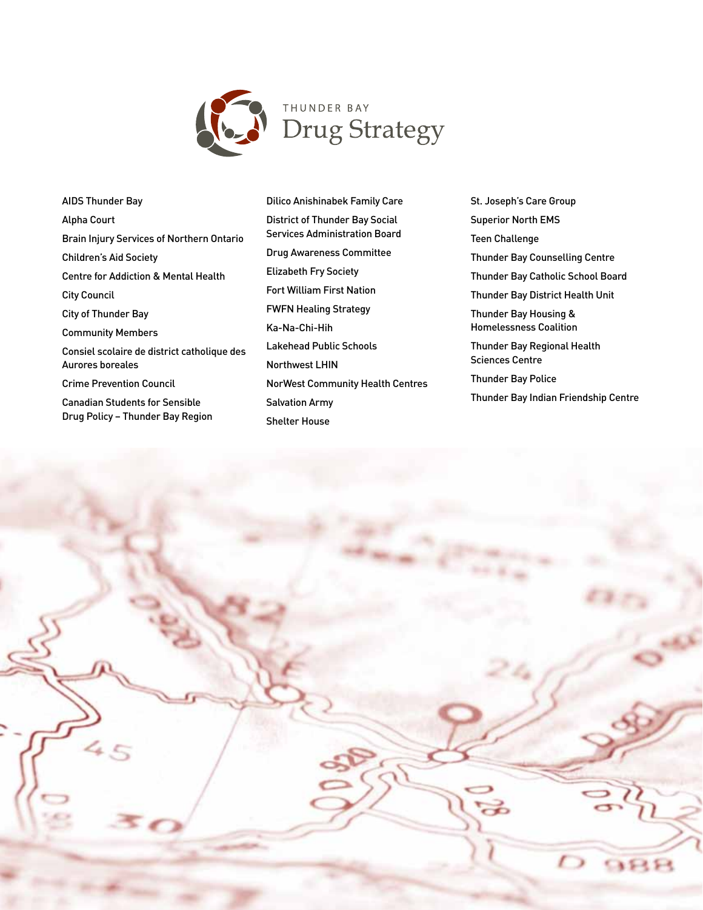THUNDER BAY

# Drug Strategy

AIDS Thunder Bay

Alpha Court

Brain Injury Services of Northern Ontario

Children's Aid Society

Centre for Addiction & Mental Health

City Council

City of Thunder Bay

Community Members

Consiel scolaire de district catholique des Aurores boreales

Crime Prevention Council

Canadian Students for Sensible Drug Policy – Thunder Bay Region

Dilico Anishinabek Family Care

District of Thunder Bay Social Services Administration Board

Drug Awareness Committee

Elizabeth Fry Society

Fort William First Nation

FWFN Healing Strategy

Ka-Na-Chi-Hih

Lakehead Public Schools

Northwest LHIN

NorWest Community Health Centres

Salvation Army

Shelter House

St. Joseph's Care Group

Superior North EMS

Teen Challenge

Thunder Bay Counselling Centre

Thunder Bay Catholic School Board

Thunder Bay District Health Unit

Thunder Bay Housing & Homelessness Coalition

Thunder Bay Regional Health Sciences Centre

Thunder Bay Police

Thunder Bay Indian Friendship Centre